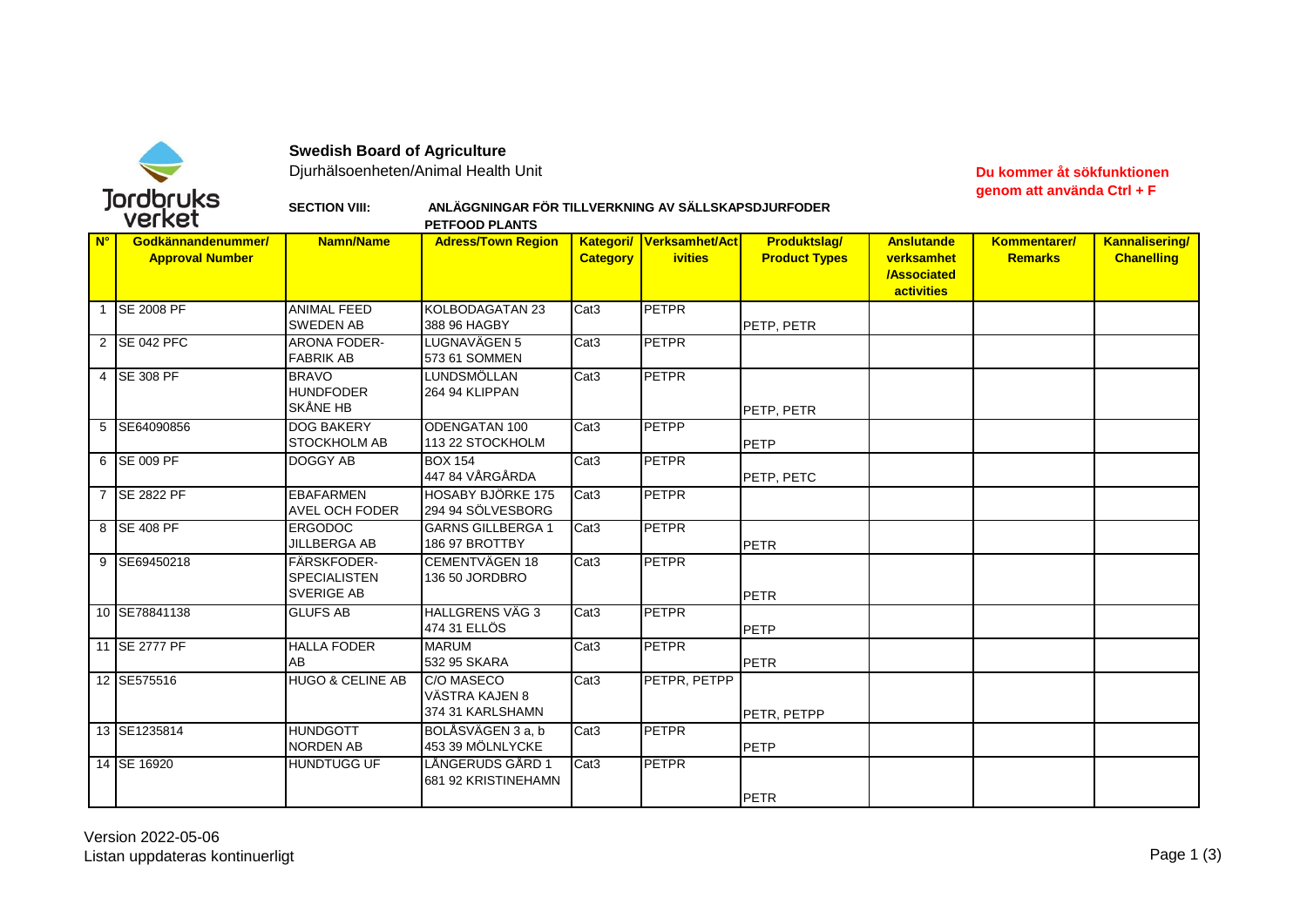**Swedish Board of Agriculture**

Djurhälsoenheten/Animal Health Unit

**Du kommer åt sökfunktionen genom att använda Ctrl + F**

**SECTION VIII: ANLÄGGNINGAR FÖR TILLVERKNING AV SÄLLSKAPSDJURFODER PETFOOD PLANTS**

| N° | Godkännandenummer/ Approval Number | Namn/Name | Adress/Town Region | Kategori/ Category | Verksamhet/Activities | Produktslag/ Product Types | Anslutande verksamhet /Associated activities | Kommentarer/ Remarks | Kannalisering/ Chanelling |
|---|---|---|---|---|---|---|---|---|---|
| 1 | SE 2008 PF | ANIMAL FEED SWEDEN AB | KOLBODAGATAN 23 388 96 HAGBY | Cat3 | PETPR | PETP, PETR | | | |
| 2 | SE 042 PFC | ARONA FODER-FABRIK AB | LUGNAVÄGEN 5 573 61 SOMMEN | Cat3 | PETPR | | | | |
| 4 | SE 308 PF | BRAVO HUNDFODER SKÅNE HB | LUNDSMÖLLAN 264 94 KLIPPAN | Cat3 | PETPR | PETP, PETR | | | |
| 5 | SE64090856 | DOG BAKERY STOCKHOLM AB | ODENGATAN 100 113 22 STOCKHOLM | Cat3 | PETPP | PETP | | | |
| 6 | SE 009 PF | DOGGY AB | BOX 154 447 84 VÅRGÅRDA | Cat3 | PETPR | PETP, PETC | | | |
| 7 | SE 2822 PF | EBAFARMEN AVEL OCH FODER | HOSABY BJÖRKE 175 294 94 SÖLVESBORG | Cat3 | PETPR | | | | |
| 8 | SE 408 PF | ERGODOC JILLBERGA AB | GARNS GILLBERGA 1 186 97 BROTTBY | Cat3 | PETPR | PETR | | | |
| 9 | SE69450218 | FÄRSKFODER-SPECIALISTEN SVERIGE AB | CEMENTVÄGEN 18 136 50 JORDBRO | Cat3 | PETPR | PETR | | | |
| 10 | SE78841138 | GLUFS AB | HALLGRENS VÄG 3 474 31 ELLÖS | Cat3 | PETPR | PETP | | | |
| 11 | SE 2777 PF | HALLA FODER AB | MARUM 532 95 SKARA | Cat3 | PETPR | PETR | | | |
| 12 | SE575516 | HUGO & CELINE AB | C/O MASECO VÄSTRA KAJEN 8 374 31 KARLSHAMN | Cat3 | PETPR, PETPP | PETR, PETPP | | | |
| 13 | SE1235814 | HUNDGOTT NORDEN AB | BOLÅSVÄGEN 3 a, b 453 39 MÖLNLYCKE | Cat3 | PETPR | PETP | | | |
| 14 | SE 16920 | HUNDTUGG UF | LÅNGERUDS GÅRD 1 681 92 KRISTINEHAMN | Cat3 | PETPR | PETR | | | |

Version 2022-05-06

Listan uppdateras kontinuerligt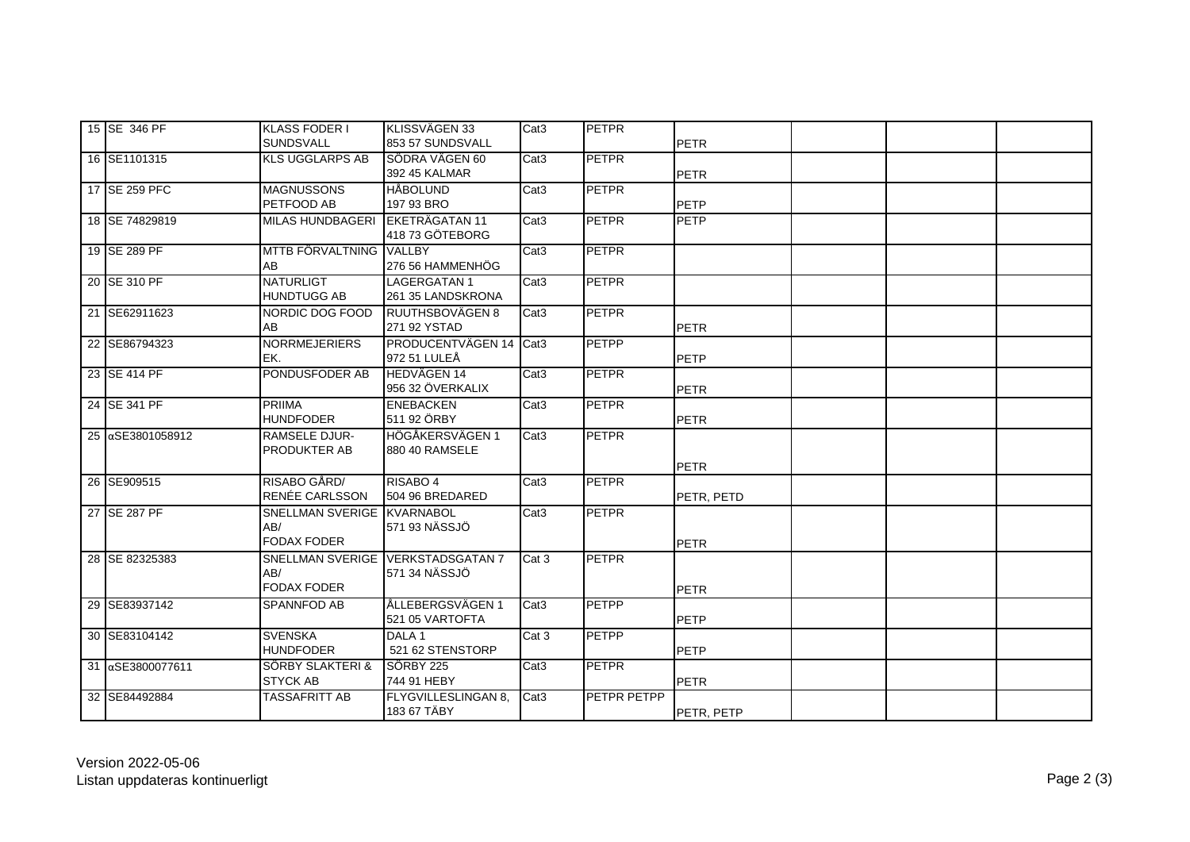| | | | | | | | | | |
|---|---|---|---|---|---|---|---|---|---|
| 15 | SE 346 PF | KLASS FODER I SUNDSVALL | KLISSVÄGEN 33 853 57 SUNDSVALL | Cat3 | PETPR | PETR | | | |
| 16 | SE1101315 | KLS UGGLARPS AB | SÖDRA VÄGEN 60 392 45 KALMAR | Cat3 | PETPR | PETR | | | |
| 17 | SE 259 PFC | MAGNUSSONS PETFOOD AB | HÅBOLUND 197 93 BRO | Cat3 | PETPR | PETP | | | |
| 18 | SE 74829819 | MILAS HUNDBAGERI | EKETRÄGATAN 11 418 73 GÖTEBORG | Cat3 | PETPR | PETP | | | |
| 19 | SE 289 PF | MTTB FÖRVALTNING AB | VALLBY 276 56 HAMMENHÖG | Cat3 | PETPR | | | | |
| 20 | SE 310 PF | NATURLIGT HUNDTUGG AB | LAGERGATAN 1 261 35 LANDSKRONA | Cat3 | PETPR | | | | |
| 21 | SE62911623 | NORDIC DOG FOOD AB | RUUTHSBOVÄGEN 8 271 92 YSTAD | Cat3 | PETPR | PETR | | | |
| 22 | SE86794323 | NORRMEJERIERS EK. | PRODUCENTVÄGEN 14 972 51 LULEÅ | Cat3 | PETPP | PETP | | | |
| 23 | SE 414 PF | PONDUSFODER AB | HEDVÄGEN 14 956 32 ÖVERKALIX | Cat3 | PETPR | PETR | | | |
| 24 | SE 341 PF | PRIIMA HUNDFODER | ENEBACKEN 511 92 ÖRBY | Cat3 | PETPR | PETR | | | |
| 25 | αSE3801058912 | RAMSELE DJUR-PRODUKTER AB | HÖGÅKERSVÄGEN 1 880 40 RAMSELE | Cat3 | PETPR | PETR | | | |
| 26 | SE909515 | RISABO GÅRD/ RENÉE CARLSSON | RISABO 4 504 96 BREDARED | Cat3 | PETPR | PETR, PETD | | | |
| 27 | SE 287 PF | SNELLMAN SVERIGE AB/ FODAX FODER | KVARNABOL 571 93 NÄSSJÖ | Cat3 | PETPR | PETR | | | |
| 28 | SE 82325383 | SNELLMAN SVERIGE AB/ FODAX FODER | VERKSTADSGATAN 7 571 34 NÄSSJÖ | Cat 3 | PETPR | PETR | | | |
| 29 | SE83937142 | SPANNFOD AB | ÅLLEBERGSVÄGEN 1 521 05 VARTOFTA | Cat3 | PETPP | PETP | | | |
| 30 | SE83104142 | SVENSKA HUNDFODER | DALA 1 521 62 STENSTORP | Cat 3 | PETPP | PETP | | | |
| 31 | αSE3800077611 | SÖRBY SLAKTERI & STYCK AB | SÖRBY 225 744 91 HEBY | Cat3 | PETPR | PETR | | | |
| 32 | SE84492884 | TASSAFRITT AB | FLYGVILLESLINGAN 8, 183 67 TÄBY | Cat3 | PETPR PETPP | PETR, PETP | | | |

Version 2022-05-06
Listan uppdateras kontinuerligt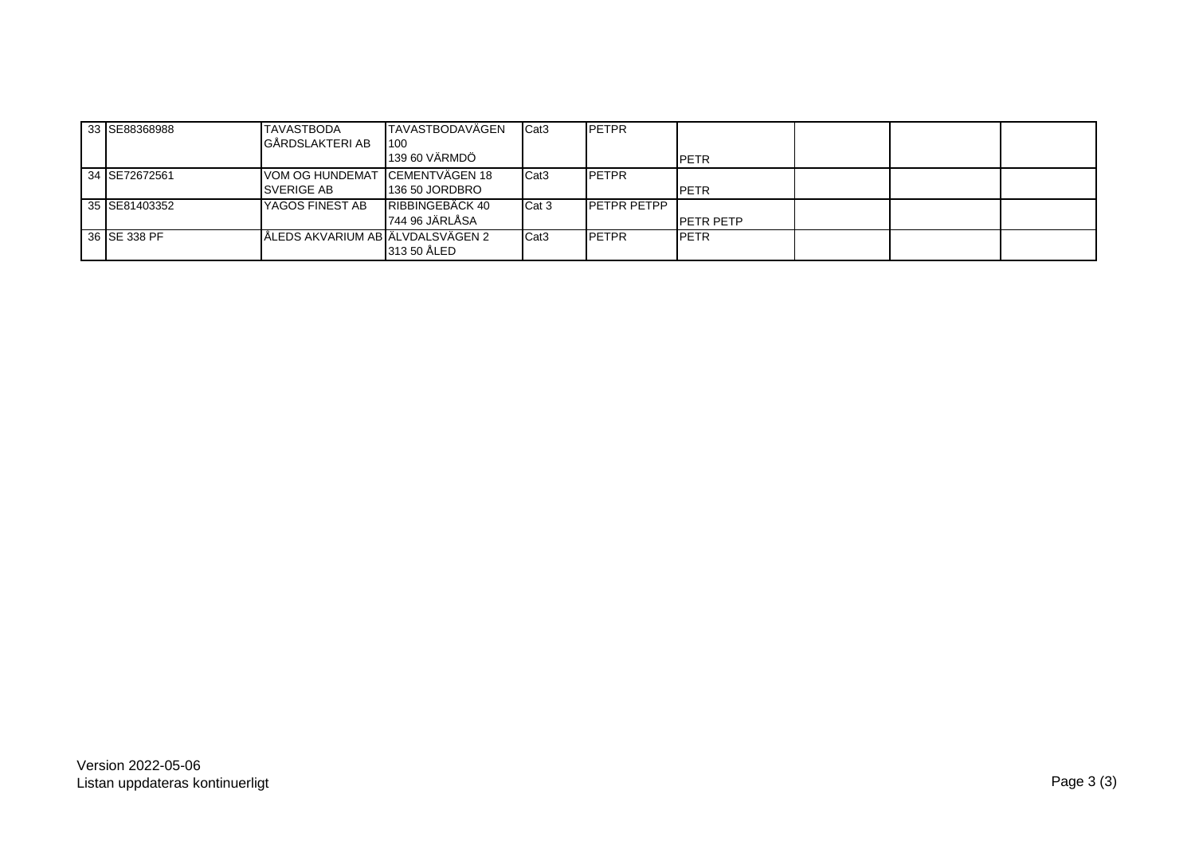| | | | | | | | | | |
|---|---|---|---|---|---|---|---|---|---|
| 33 | SE88368988 | TAVASTBODA GÅRDSLAKTERI AB | TAVASTBODAVÄGEN 100 139 60 VÄRMDÖ | Cat3 | PETPR | PETR | | | |
| 34 | SE72672561 | VOM OG HUNDEMAT SVERIGE AB | CEMENTVÄGEN 18 136 50 JORDBRO | Cat3 | PETPR | PETR | | | |
| 35 | SE81403352 | YAGOS FINEST AB | RIBBINGEBÄCK 40 744 96 JÄRLÅSA | Cat 3 | PETPR PETPP | PETR PETP | | | |
| 36 | SE 338 PF | ÅLEDS AKVARIUM AB | ÄLVDALSVÄGEN 2 313 50 ÅLED | Cat3 | PETPR | PETR | | | |

Version 2022-05-06
Listan uppdateras kontinuerligt